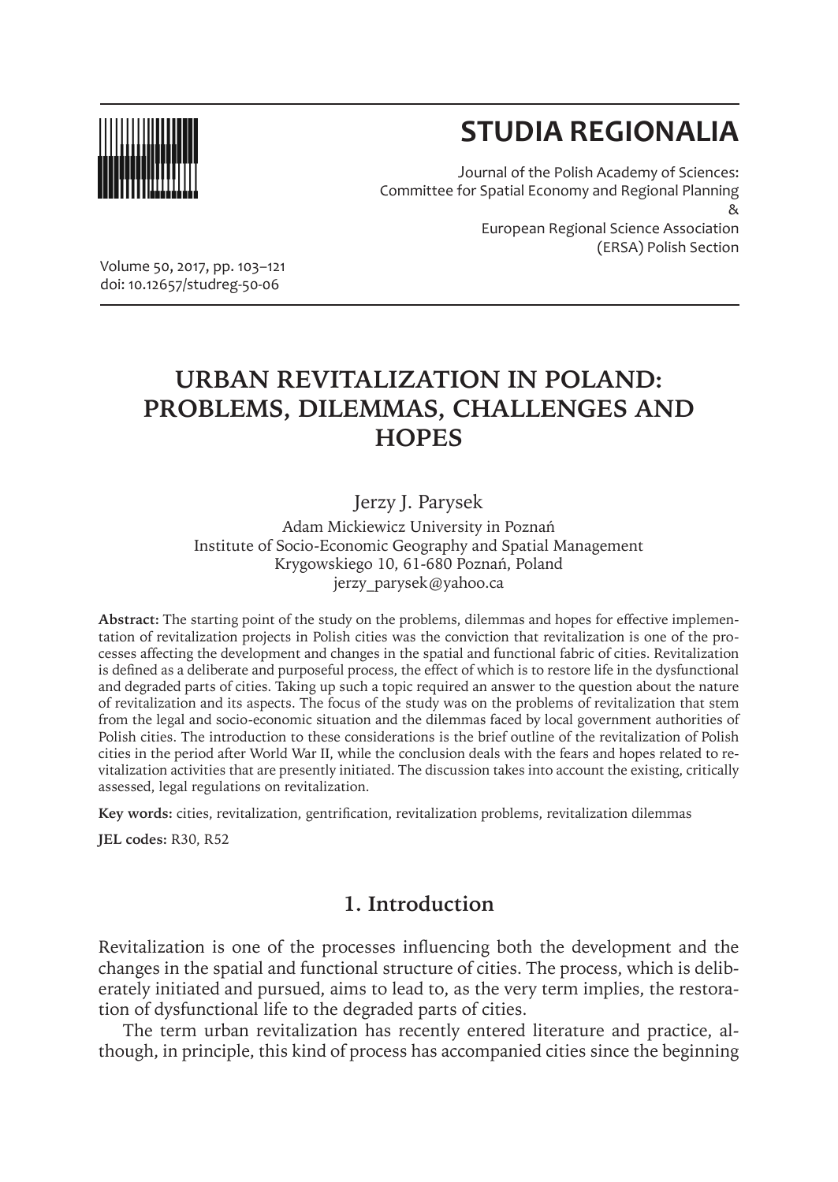# STUDIA REGIONALIA

Journal of the Polish Academy of Sciences:
Committee for Spatial Economy and Regional Planning
&
European Regional Science Association
(ERSA) Polish Section

Volume 50, 2017, pp. 103–121
doi: 10.12657/studreg-50-06

## URBAN REVITALIZATION IN POLAND: PROBLEMS, DILEMMAS, CHALLENGES AND HOPES

Jerzy J. Parysek

Adam Mickiewicz University in Poznań
Institute of Socio-Economic Geography and Spatial Management
Krygowskiego 10, 61-680 Poznań, Poland
jerzy_parysek@yahoo.ca

**Abstract:** The starting point of the study on the problems, dilemmas and hopes for effective implementation of revitalization projects in Polish cities was the conviction that revitalization is one of the processes affecting the development and changes in the spatial and functional fabric of cities. Revitalization is defined as a deliberate and purposeful process, the effect of which is to restore life in the dysfunctional and degraded parts of cities. Taking up such a topic required an answer to the question about the nature of revitalization and its aspects. The focus of the study was on the problems of revitalization that stem from the legal and socio-economic situation and the dilemmas faced by local government authorities of Polish cities. The introduction to these considerations is the brief outline of the revitalization of Polish cities in the period after World War II, while the conclusion deals with the fears and hopes related to revitalization activities that are presently initiated. The discussion takes into account the existing, critically assessed, legal regulations on revitalization.

**Key words:** cities, revitalization, gentrification, revitalization problems, revitalization dilemmas

**JEL codes:** R30, R52

## 1. Introduction

Revitalization is one of the processes influencing both the development and the changes in the spatial and functional structure of cities. The process, which is deliberately initiated and pursued, aims to lead to, as the very term implies, the restoration of dysfunctional life to the degraded parts of cities.

The term urban revitalization has recently entered literature and practice, although, in principle, this kind of process has accompanied cities since the beginning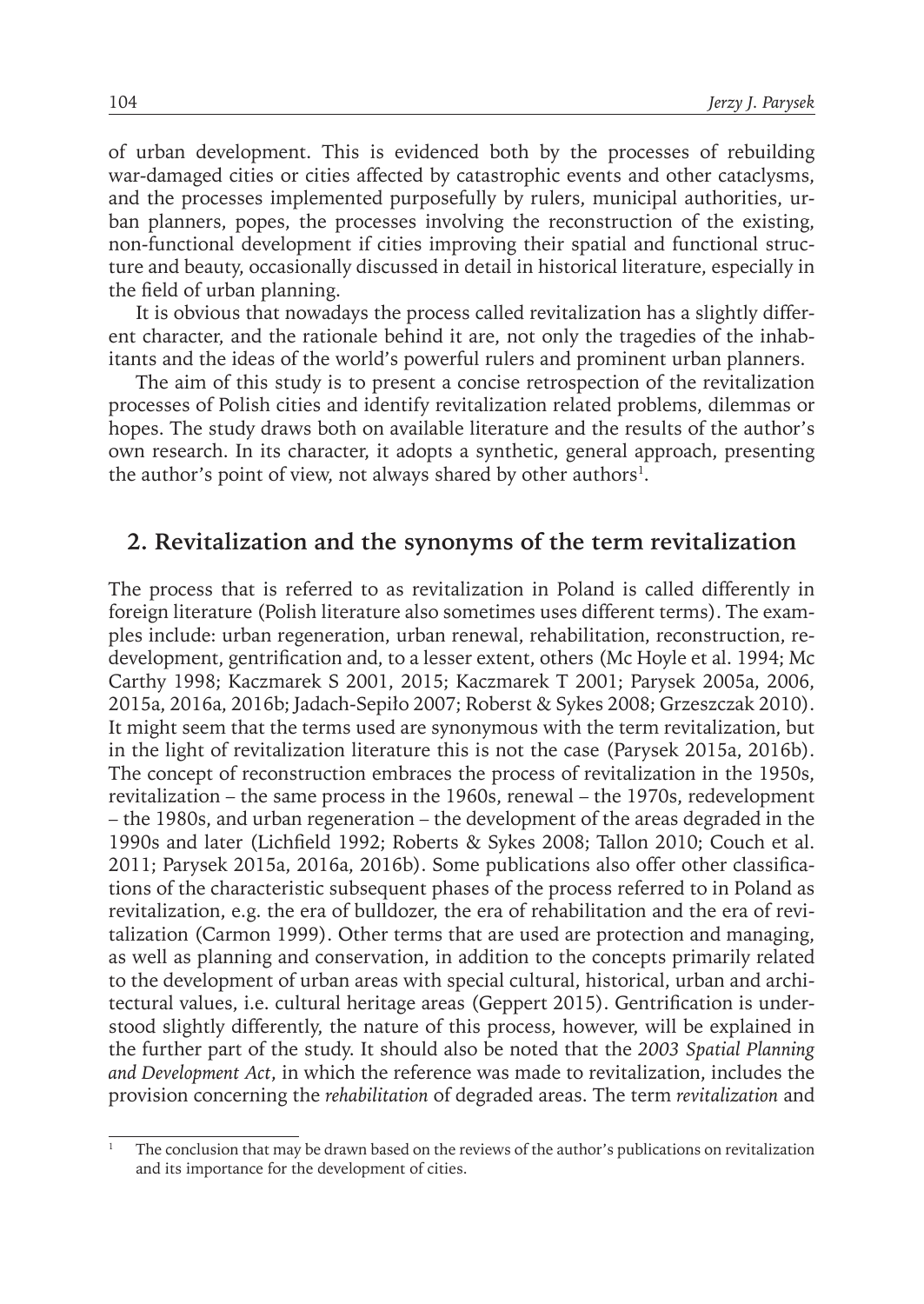of urban development. This is evidenced both by the processes of rebuilding war-damaged cities or cities affected by catastrophic events and other cataclysms, and the processes implemented purposefully by rulers, municipal authorities, urban planners, popes, the processes involving the reconstruction of the existing, non-functional development if cities improving their spatial and functional structure and beauty, occasionally discussed in detail in historical literature, especially in the field of urban planning.

It is obvious that nowadays the process called revitalization has a slightly different character, and the rationale behind it are, not only the tragedies of the inhabitants and the ideas of the world's powerful rulers and prominent urban planners.

The aim of this study is to present a concise retrospection of the revitalization processes of Polish cities and identify revitalization related problems, dilemmas or hopes. The study draws both on available literature and the results of the author's own research. In its character, it adopts a synthetic, general approach, presenting the author's point of view, not always shared by other authors[1].

## 2. Revitalization and the synonyms of the term revitalization

The process that is referred to as revitalization in Poland is called differently in foreign literature (Polish literature also sometimes uses different terms). The examples include: urban regeneration, urban renewal, rehabilitation, reconstruction, redevelopment, gentrification and, to a lesser extent, others (Mc Hoyle et al. 1994; Mc Carthy 1998; Kaczmarek S 2001, 2015; Kaczmarek T 2001; Parysek 2005a, 2006, 2015a, 2016a, 2016b; Jadach-Sepiło 2007; Roberst & Sykes 2008; Grzeszczak 2010). It might seem that the terms used are synonymous with the term revitalization, but in the light of revitalization literature this is not the case (Parysek 2015a, 2016b). The concept of reconstruction embraces the process of revitalization in the 1950s, revitalization – the same process in the 1960s, renewal – the 1970s, redevelopment – the 1980s, and urban regeneration – the development of the areas degraded in the 1990s and later (Lichfield 1992; Roberts & Sykes 2008; Tallon 2010; Couch et al. 2011; Parysek 2015a, 2016a, 2016b). Some publications also offer other classifications of the characteristic subsequent phases of the process referred to in Poland as revitalization, e.g. the era of bulldozer, the era of rehabilitation and the era of revitalization (Carmon 1999). Other terms that are used are protection and managing, as well as planning and conservation, in addition to the concepts primarily related to the development of urban areas with special cultural, historical, urban and architectural values, i.e. cultural heritage areas (Geppert 2015). Gentrification is understood slightly differently, the nature of this process, however, will be explained in the further part of the study. It should also be noted that the *2003 Spatial Planning and Development Act*, in which the reference was made to revitalization, includes the provision concerning the *rehabilitation* of degraded areas. The term *revitalization* and

[1] The conclusion that may be drawn based on the reviews of the author's publications on revitalization and its importance for the development of cities.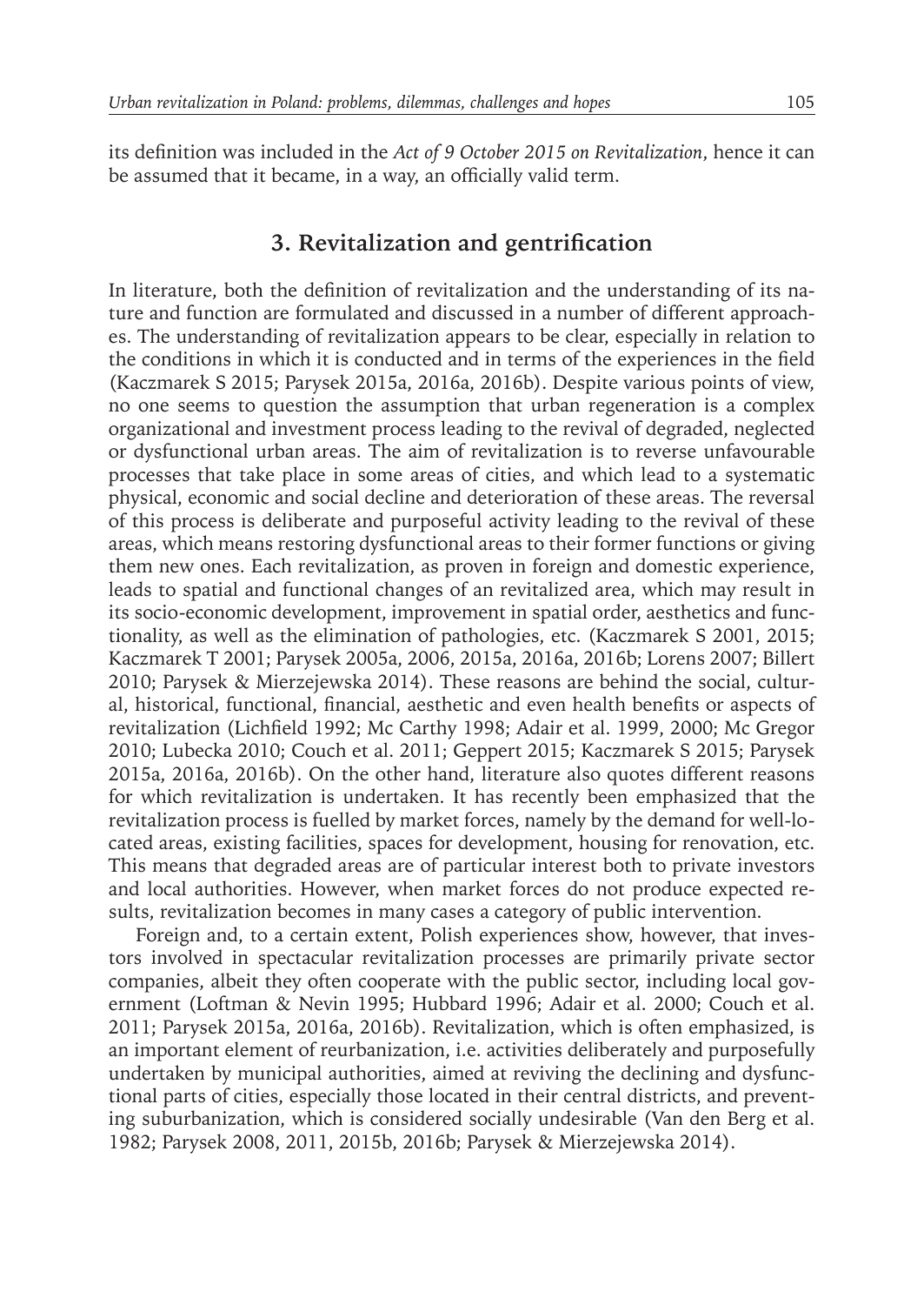its definition was included in the *Act of 9 October 2015 on Revitalization*, hence it can be assumed that it became, in a way, an officially valid term.

## 3. Revitalization and gentrification

In literature, both the definition of revitalization and the understanding of its nature and function are formulated and discussed in a number of different approaches. The understanding of revitalization appears to be clear, especially in relation to the conditions in which it is conducted and in terms of the experiences in the field (Kaczmarek S 2015; Parysek 2015a, 2016a, 2016b). Despite various points of view, no one seems to question the assumption that urban regeneration is a complex organizational and investment process leading to the revival of degraded, neglected or dysfunctional urban areas. The aim of revitalization is to reverse unfavourable processes that take place in some areas of cities, and which lead to a systematic physical, economic and social decline and deterioration of these areas. The reversal of this process is deliberate and purposeful activity leading to the revival of these areas, which means restoring dysfunctional areas to their former functions or giving them new ones. Each revitalization, as proven in foreign and domestic experience, leads to spatial and functional changes of an revitalized area, which may result in its socio-economic development, improvement in spatial order, aesthetics and functionality, as well as the elimination of pathologies, etc. (Kaczmarek S 2001, 2015; Kaczmarek T 2001; Parysek 2005a, 2006, 2015a, 2016a, 2016b; Lorens 2007; Billert 2010; Parysek & Mierzejewska 2014). These reasons are behind the social, cultural, historical, functional, financial, aesthetic and even health benefits or aspects of revitalization (Lichfield 1992; Mc Carthy 1998; Adair et al. 1999, 2000; Mc Gregor 2010; Lubecka 2010; Couch et al. 2011; Geppert 2015; Kaczmarek S 2015; Parysek 2015a, 2016a, 2016b). On the other hand, literature also quotes different reasons for which revitalization is undertaken. It has recently been emphasized that the revitalization process is fuelled by market forces, namely by the demand for well-located areas, existing facilities, spaces for development, housing for renovation, etc. This means that degraded areas are of particular interest both to private investors and local authorities. However, when market forces do not produce expected results, revitalization becomes in many cases a category of public intervention.

Foreign and, to a certain extent, Polish experiences show, however, that investors involved in spectacular revitalization processes are primarily private sector companies, albeit they often cooperate with the public sector, including local government (Loftman & Nevin 1995; Hubbard 1996; Adair et al. 2000; Couch et al. 2011; Parysek 2015a, 2016a, 2016b). Revitalization, which is often emphasized, is an important element of reurbanization, i.e. activities deliberately and purposefully undertaken by municipal authorities, aimed at reviving the declining and dysfunctional parts of cities, especially those located in their central districts, and preventing suburbanization, which is considered socially undesirable (Van den Berg et al. 1982; Parysek 2008, 2011, 2015b, 2016b; Parysek & Mierzejewska 2014).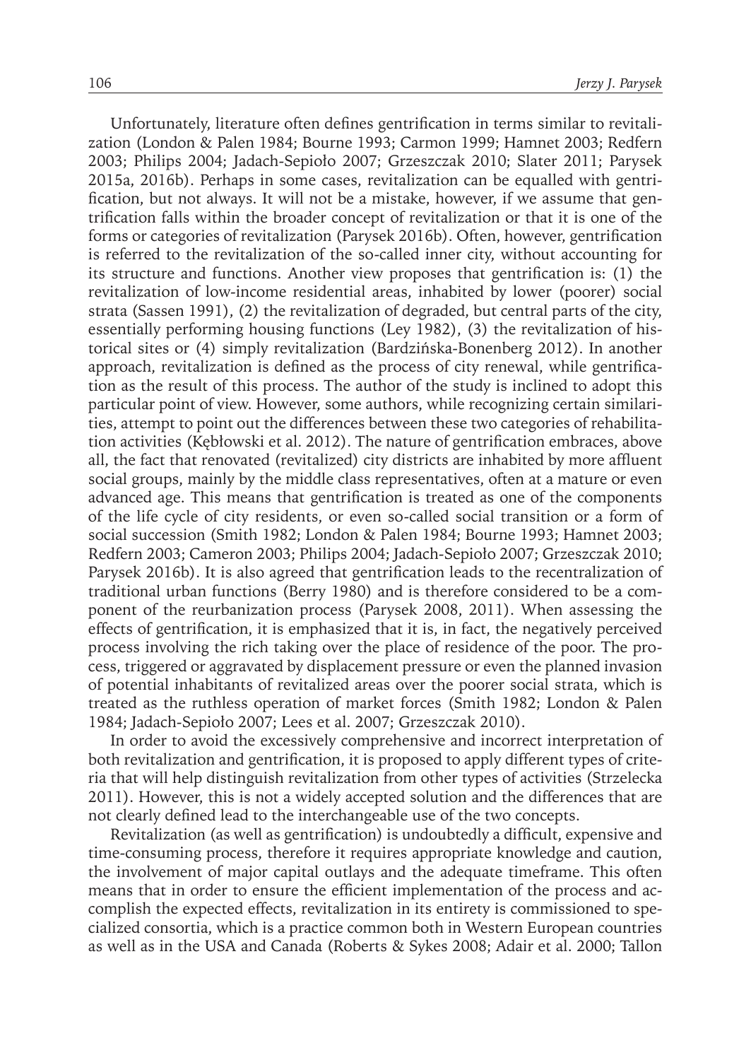Unfortunately, literature often defines gentrification in terms similar to revitalization (London & Palen 1984; Bourne 1993; Carmon 1999; Hamnet 2003; Redfern 2003; Philips 2004; Jadach-Sepioło 2007; Grzeszczak 2010; Slater 2011; Parysek 2015a, 2016b). Perhaps in some cases, revitalization can be equalled with gentrification, but not always. It will not be a mistake, however, if we assume that gentrification falls within the broader concept of revitalization or that it is one of the forms or categories of revitalization (Parysek 2016b). Often, however, gentrification is referred to the revitalization of the so-called inner city, without accounting for its structure and functions. Another view proposes that gentrification is: (1) the revitalization of low-income residential areas, inhabited by lower (poorer) social strata (Sassen 1991), (2) the revitalization of degraded, but central parts of the city, essentially performing housing functions (Ley 1982), (3) the revitalization of historical sites or (4) simply revitalization (Bardzińska-Bonenberg 2012). In another approach, revitalization is defined as the process of city renewal, while gentrification as the result of this process. The author of the study is inclined to adopt this particular point of view. However, some authors, while recognizing certain similarities, attempt to point out the differences between these two categories of rehabilitation activities (Kębłowski et al. 2012). The nature of gentrification embraces, above all, the fact that renovated (revitalized) city districts are inhabited by more affluent social groups, mainly by the middle class representatives, often at a mature or even advanced age. This means that gentrification is treated as one of the components of the life cycle of city residents, or even so-called social transition or a form of social succession (Smith 1982; London & Palen 1984; Bourne 1993; Hamnet 2003; Redfern 2003; Cameron 2003; Philips 2004; Jadach-Sepioło 2007; Grzeszczak 2010; Parysek 2016b). It is also agreed that gentrification leads to the recentralization of traditional urban functions (Berry 1980) and is therefore considered to be a component of the reurbanization process (Parysek 2008, 2011). When assessing the effects of gentrification, it is emphasized that it is, in fact, the negatively perceived process involving the rich taking over the place of residence of the poor. The process, triggered or aggravated by displacement pressure or even the planned invasion of potential inhabitants of revitalized areas over the poorer social strata, which is treated as the ruthless operation of market forces (Smith 1982; London & Palen 1984; Jadach-Sepioło 2007; Lees et al. 2007; Grzeszczak 2010).

In order to avoid the excessively comprehensive and incorrect interpretation of both revitalization and gentrification, it is proposed to apply different types of criteria that will help distinguish revitalization from other types of activities (Strzelecka 2011). However, this is not a widely accepted solution and the differences that are not clearly defined lead to the interchangeable use of the two concepts.

Revitalization (as well as gentrification) is undoubtedly a difficult, expensive and time-consuming process, therefore it requires appropriate knowledge and caution, the involvement of major capital outlays and the adequate timeframe. This often means that in order to ensure the efficient implementation of the process and accomplish the expected effects, revitalization in its entirety is commissioned to specialized consortia, which is a practice common both in Western European countries as well as in the USA and Canada (Roberts & Sykes 2008; Adair et al. 2000; Tallon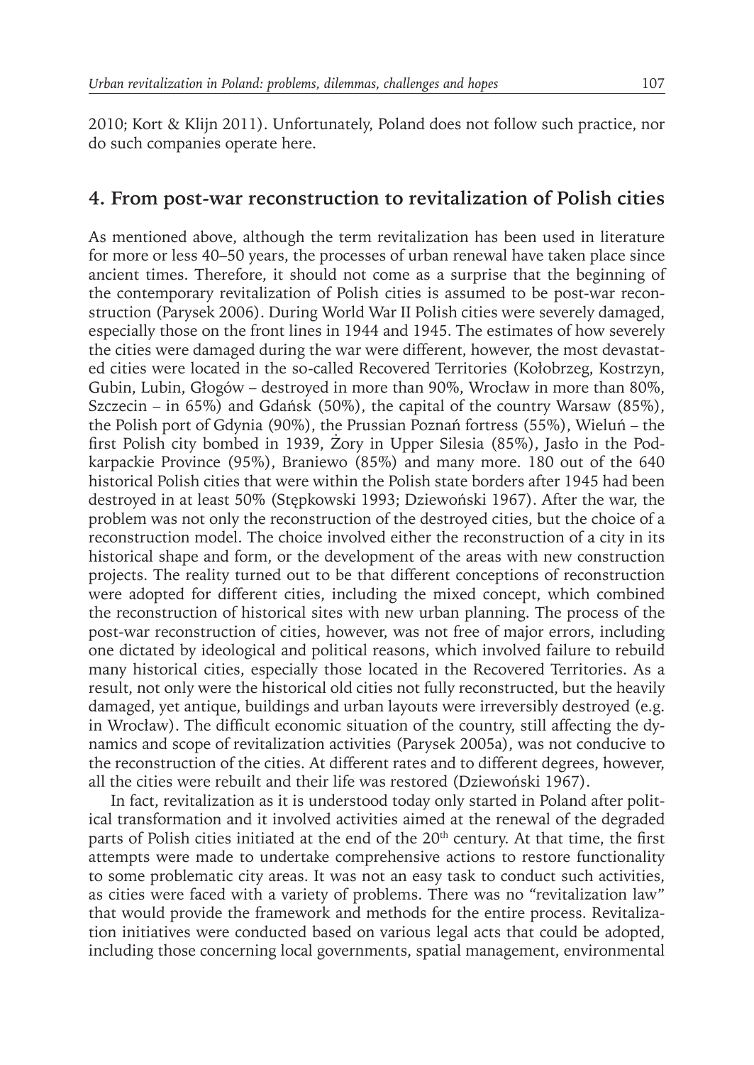2010; Kort & Klijn 2011). Unfortunately, Poland does not follow such practice, nor do such companies operate here.

## 4. From post-war reconstruction to revitalization of Polish cities

As mentioned above, although the term revitalization has been used in literature for more or less 40–50 years, the processes of urban renewal have taken place since ancient times. Therefore, it should not come as a surprise that the beginning of the contemporary revitalization of Polish cities is assumed to be post-war reconstruction (Parysek 2006). During World War II Polish cities were severely damaged, especially those on the front lines in 1944 and 1945. The estimates of how severely the cities were damaged during the war were different, however, the most devastated cities were located in the so-called Recovered Territories (Kołobrzeg, Kostrzyn, Gubin, Lubin, Głogów – destroyed in more than 90%, Wrocław in more than 80%, Szczecin – in 65%) and Gdańsk (50%), the capital of the country Warsaw (85%), the Polish port of Gdynia (90%), the Prussian Poznań fortress (55%), Wieluń – the first Polish city bombed in 1939, Żory in Upper Silesia (85%), Jasło in the Podkarpackie Province (95%), Braniewo (85%) and many more. 180 out of the 640 historical Polish cities that were within the Polish state borders after 1945 had been destroyed in at least 50% (Stępkowski 1993; Dziewoński 1967). After the war, the problem was not only the reconstruction of the destroyed cities, but the choice of a reconstruction model. The choice involved either the reconstruction of a city in its historical shape and form, or the development of the areas with new construction projects. The reality turned out to be that different conceptions of reconstruction were adopted for different cities, including the mixed concept, which combined the reconstruction of historical sites with new urban planning. The process of the post-war reconstruction of cities, however, was not free of major errors, including one dictated by ideological and political reasons, which involved failure to rebuild many historical cities, especially those located in the Recovered Territories. As a result, not only were the historical old cities not fully reconstructed, but the heavily damaged, yet antique, buildings and urban layouts were irreversibly destroyed (e.g. in Wrocław). The difficult economic situation of the country, still affecting the dynamics and scope of revitalization activities (Parysek 2005a), was not conducive to the reconstruction of the cities. At different rates and to different degrees, however, all the cities were rebuilt and their life was restored (Dziewoński 1967).

In fact, revitalization as it is understood today only started in Poland after political transformation and it involved activities aimed at the renewal of the degraded parts of Polish cities initiated at the end of the 20th century. At that time, the first attempts were made to undertake comprehensive actions to restore functionality to some problematic city areas. It was not an easy task to conduct such activities, as cities were faced with a variety of problems. There was no "revitalization law" that would provide the framework and methods for the entire process. Revitalization initiatives were conducted based on various legal acts that could be adopted, including those concerning local governments, spatial management, environmental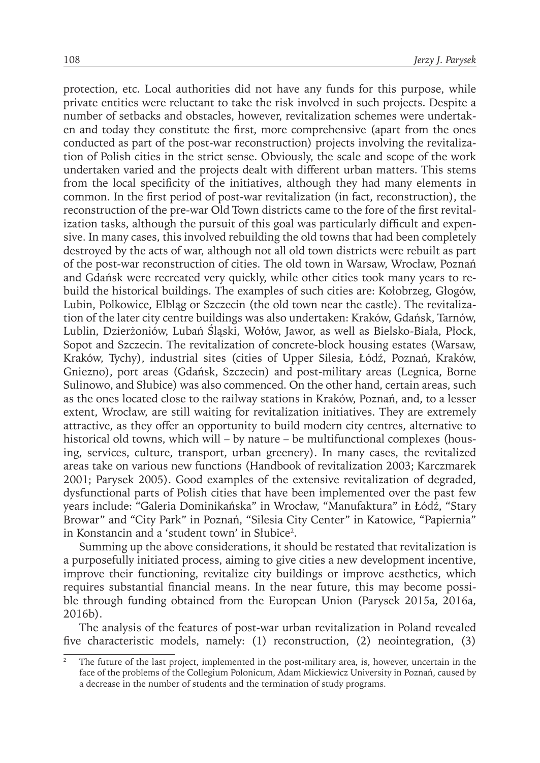protection, etc. Local authorities did not have any funds for this purpose, while private entities were reluctant to take the risk involved in such projects. Despite a number of setbacks and obstacles, however, revitalization schemes were undertaken and today they constitute the first, more comprehensive (apart from the ones conducted as part of the post-war reconstruction) projects involving the revitalization of Polish cities in the strict sense. Obviously, the scale and scope of the work undertaken varied and the projects dealt with different urban matters. This stems from the local specificity of the initiatives, although they had many elements in common. In the first period of post-war revitalization (in fact, reconstruction), the reconstruction of the pre-war Old Town districts came to the fore of the first revitalization tasks, although the pursuit of this goal was particularly difficult and expensive. In many cases, this involved rebuilding the old towns that had been completely destroyed by the acts of war, although not all old town districts were rebuilt as part of the post-war reconstruction of cities. The old town in Warsaw, Wrocław, Poznań and Gdańsk were recreated very quickly, while other cities took many years to rebuild the historical buildings. The examples of such cities are: Kołobrzeg, Głogów, Lubin, Polkowice, Elbląg or Szczecin (the old town near the castle). The revitalization of the later city centre buildings was also undertaken: Kraków, Gdańsk, Tarnów, Lublin, Dzierżoniów, Lubań Śląski, Wołów, Jawor, as well as Bielsko-Biała, Płock, Sopot and Szczecin. The revitalization of concrete-block housing estates (Warsaw, Kraków, Tychy), industrial sites (cities of Upper Silesia, Łódź, Poznań, Kraków, Gniezno), port areas (Gdańsk, Szczecin) and post-military areas (Legnica, Borne Sulinowo, and Słubice) was also commenced. On the other hand, certain areas, such as the ones located close to the railway stations in Kraków, Poznań, and, to a lesser extent, Wrocław, are still waiting for revitalization initiatives. They are extremely attractive, as they offer an opportunity to build modern city centres, alternative to historical old towns, which will – by nature – be multifunctional complexes (housing, services, culture, transport, urban greenery). In many cases, the revitalized areas take on various new functions (Handbook of revitalization 2003; Karczmarek 2001; Parysek 2005). Good examples of the extensive revitalization of degraded, dysfunctional parts of Polish cities that have been implemented over the past few years include: "Galeria Dominikańska" in Wrocław, "Manufaktura" in Łódź, "Stary Browar" and "City Park" in Poznań, "Silesia City Center" in Katowice, "Papiernia" in Konstancin and a 'student town' in Słubice[2].

Summing up the above considerations, it should be restated that revitalization is a purposefully initiated process, aiming to give cities a new development incentive, improve their functioning, revitalize city buildings or improve aesthetics, which requires substantial financial means. In the near future, this may become possible through funding obtained from the European Union (Parysek 2015a, 2016a, 2016b).

The analysis of the features of post-war urban revitalization in Poland revealed five characteristic models, namely: (1) reconstruction, (2) neointegration, (3)

---

[2] The future of the last project, implemented in the post-military area, is, however, uncertain in the face of the problems of the Collegium Polonicum, Adam Mickiewicz University in Poznań, caused by a decrease in the number of students and the termination of study programs.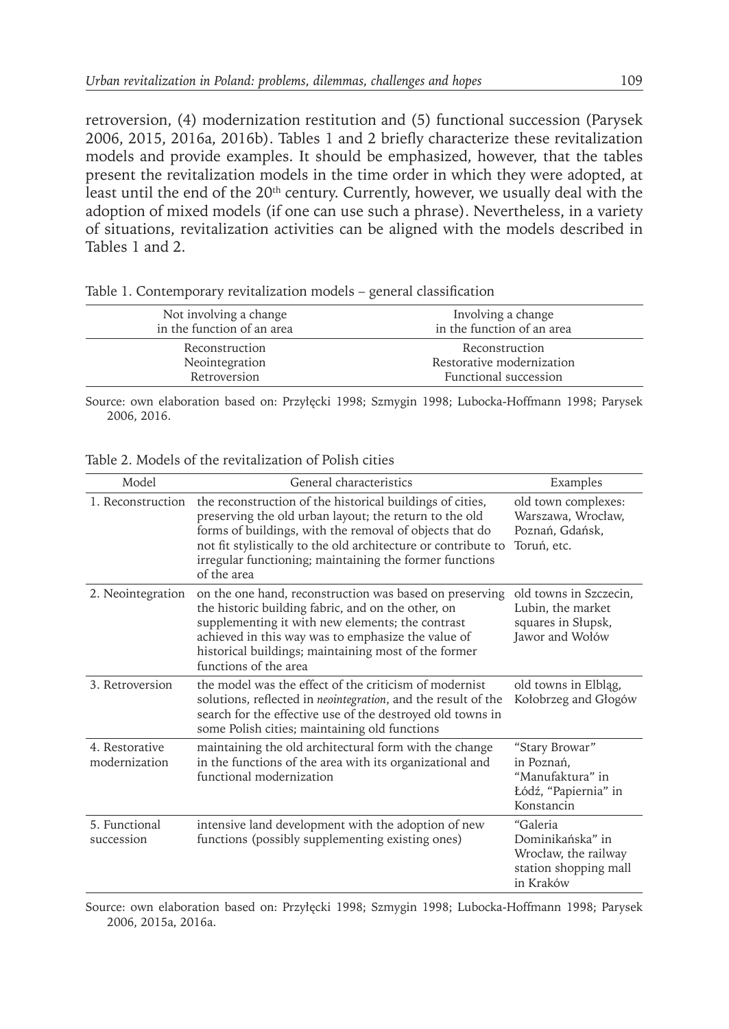retroversion, (4) modernization restitution and (5) functional succession (Parysek 2006, 2015, 2016a, 2016b). Tables 1 and 2 briefly characterize these revitalization models and provide examples. It should be emphasized, however, that the tables present the revitalization models in the time order in which they were adopted, at least until the end of the 20th century. Currently, however, we usually deal with the adoption of mixed models (if one can use such a phrase). Nevertheless, in a variety of situations, revitalization activities can be aligned with the models described in Tables 1 and 2.

Table 1. Contemporary revitalization models – general classification

| Not involving a change in the function of an area | Involving a change in the function of an area |
|---|---|
| Reconstruction<br>Neointegration<br>Retroversion | Reconstruction<br>Restorative modernization<br>Functional succession |

Source: own elaboration based on: Przyłęcki 1998; Szmygin 1998; Lubocka-Hoffmann 1998; Parysek 2006, 2016.

Table 2. Models of the revitalization of Polish cities

| Model | General characteristics | Examples |
|---|---|---|
| 1. Reconstruction | the reconstruction of the historical buildings of cities, preserving the old urban layout; the return to the old forms of buildings, with the removal of objects that do not fit stylistically to the old architecture or contribute to irregular functioning; maintaining the former functions of the area | old town complexes: Warszawa, Wrocław, Poznań, Gdańsk, Toruń, etc. |
| 2. Neointegration | on the one hand, reconstruction was based on preserving the historic building fabric, and on the other, on supplementing it with new elements; the contrast achieved in this way was to emphasize the value of historical buildings; maintaining most of the former functions of the area | old towns in Szczecin, Lubin, the market squares in Słupsk, Jawor and Wołów |
| 3. Retroversion | the model was the effect of the criticism of modernist solutions, reflected in *neointegration*, and the result of the search for the effective use of the destroyed old towns in some Polish cities; maintaining old functions | old towns in Elbląg, Kołobrzeg and Głogów |
| 4. Restorative modernization | maintaining the old architectural form with the change in the functions of the area with its organizational and functional modernization | "Stary Browar" in Poznań, "Manufaktura" in Łódź, "Papiernia" in Konstancin |
| 5. Functional succession | intensive land development with the adoption of new functions (possibly supplementing existing ones) | "Galeria Dominikańska" in Wrocław, the railway station shopping mall in Kraków |

Source: own elaboration based on: Przyłęcki 1998; Szmygin 1998; Lubocka-Hoffmann 1998; Parysek 2006, 2015a, 2016a.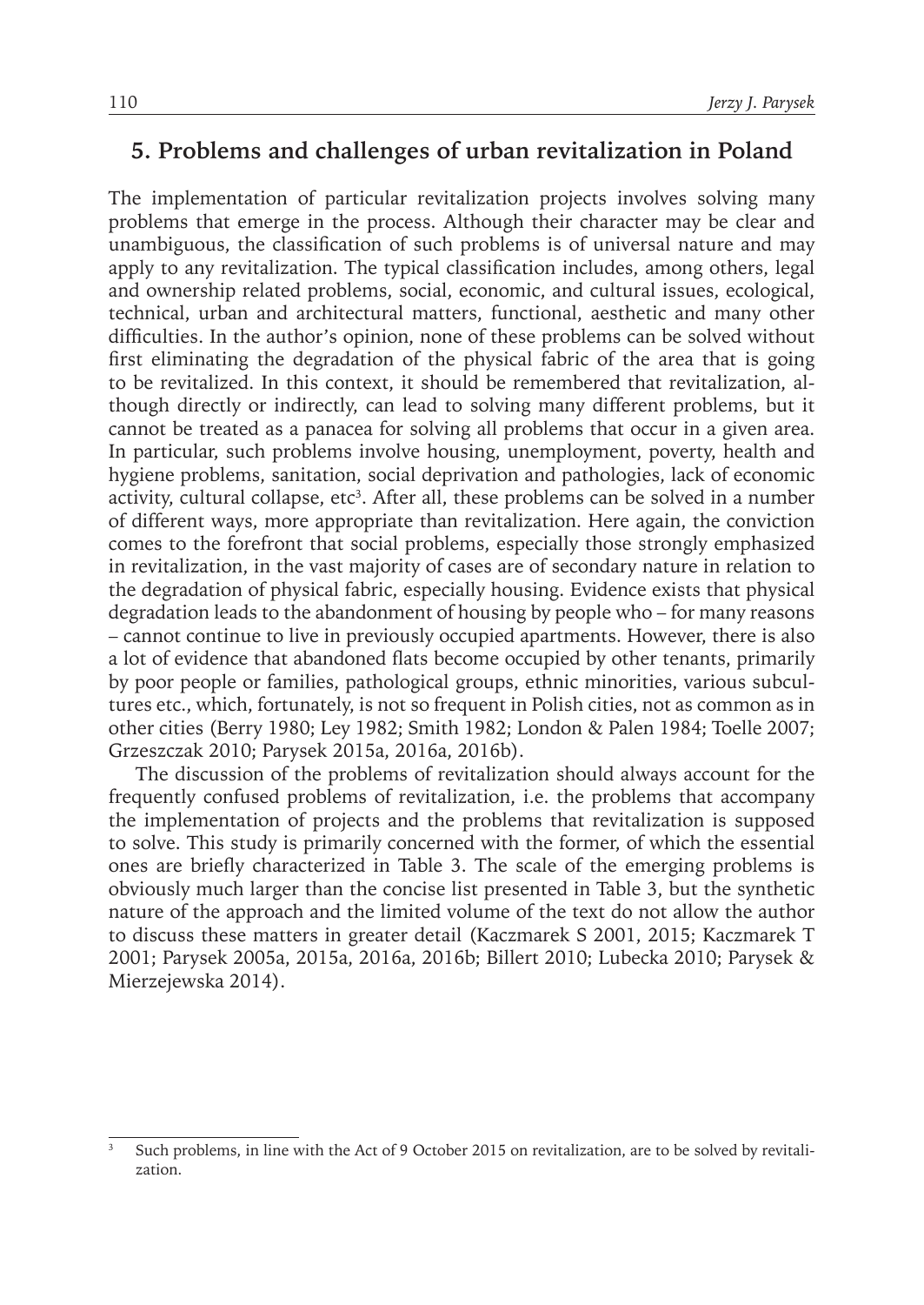## 5. Problems and challenges of urban revitalization in Poland

The implementation of particular revitalization projects involves solving many problems that emerge in the process. Although their character may be clear and unambiguous, the classification of such problems is of universal nature and may apply to any revitalization. The typical classification includes, among others, legal and ownership related problems, social, economic, and cultural issues, ecological, technical, urban and architectural matters, functional, aesthetic and many other difficulties. In the author's opinion, none of these problems can be solved without first eliminating the degradation of the physical fabric of the area that is going to be revitalized. In this context, it should be remembered that revitalization, although directly or indirectly, can lead to solving many different problems, but it cannot be treated as a panacea for solving all problems that occur in a given area. In particular, such problems involve housing, unemployment, poverty, health and hygiene problems, sanitation, social deprivation and pathologies, lack of economic activity, cultural collapse, etc[3]. After all, these problems can be solved in a number of different ways, more appropriate than revitalization. Here again, the conviction comes to the forefront that social problems, especially those strongly emphasized in revitalization, in the vast majority of cases are of secondary nature in relation to the degradation of physical fabric, especially housing. Evidence exists that physical degradation leads to the abandonment of housing by people who – for many reasons – cannot continue to live in previously occupied apartments. However, there is also a lot of evidence that abandoned flats become occupied by other tenants, primarily by poor people or families, pathological groups, ethnic minorities, various subcultures etc., which, fortunately, is not so frequent in Polish cities, not as common as in other cities (Berry 1980; Ley 1982; Smith 1982; London & Palen 1984; Toelle 2007; Grzeszczak 2010; Parysek 2015a, 2016a, 2016b).

The discussion of the problems of revitalization should always account for the frequently confused problems of revitalization, i.e. the problems that accompany the implementation of projects and the problems that revitalization is supposed to solve. This study is primarily concerned with the former, of which the essential ones are briefly characterized in Table 3. The scale of the emerging problems is obviously much larger than the concise list presented in Table 3, but the synthetic nature of the approach and the limited volume of the text do not allow the author to discuss these matters in greater detail (Kaczmarek S 2001, 2015; Kaczmarek T 2001; Parysek 2005a, 2015a, 2016a, 2016b; Billert 2010; Lubecka 2010; Parysek & Mierzejewska 2014).

[3] Such problems, in line with the Act of 9 October 2015 on revitalization, are to be solved by revitalization.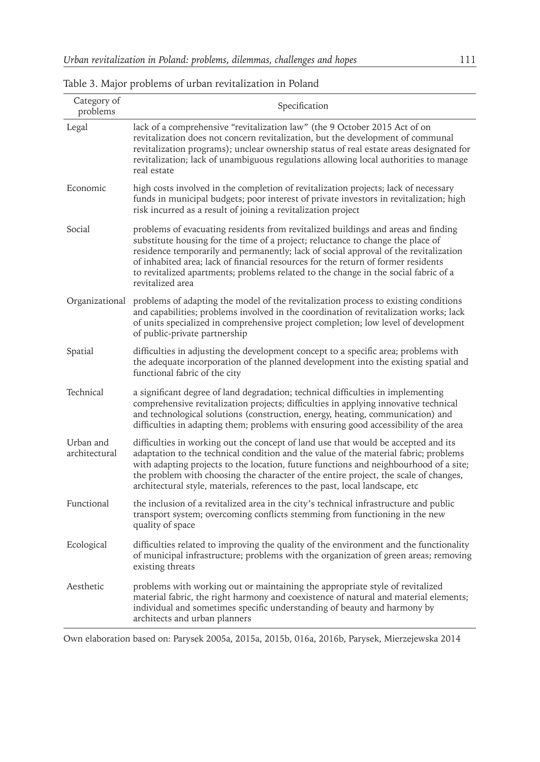Table 3. Major problems of urban revitalization in Poland

| Category of problems | Specification |
|---|---|
| Legal | lack of a comprehensive "revitalization law" (the 9 October 2015 Act of on revitalization does not concern revitalization, but the development of communal revitalization programs); unclear ownership status of real estate areas designated for revitalization; lack of unambiguous regulations allowing local authorities to manage real estate |
| Economic | high costs involved in the completion of revitalization projects; lack of necessary funds in municipal budgets; poor interest of private investors in revitalization; high risk incurred as a result of joining a revitalization project |
| Social | problems of evacuating residents from revitalized buildings and areas and finding substitute housing for the time of a project; reluctance to change the place of residence temporarily and permanently; lack of social approval of the revitalization of inhabited area; lack of financial resources for the return of former residents to revitalized apartments; problems related to the change in the social fabric of a revitalized area |
| Organizational | problems of adapting the model of the revitalization process to existing conditions and capabilities; problems involved in the coordination of revitalization works; lack of units specialized in comprehensive project completion; low level of development of public-private partnership |
| Spatial | difficulties in adjusting the development concept to a specific area; problems with the adequate incorporation of the planned development into the existing spatial and functional fabric of the city |
| Technical | a significant degree of land degradation; technical difficulties in implementing comprehensive revitalization projects; difficulties in applying innovative technical and technological solutions (construction, energy, heating, communication) and difficulties in adapting them; problems with ensuring good accessibility of the area |
| Urban and architectural | difficulties in working out the concept of land use that would be accepted and its adaptation to the technical condition and the value of the material fabric; problems with adapting projects to the location, future functions and neighbourhood of a site; the problem with choosing the character of the entire project, the scale of changes, architectural style, materials, references to the past, local landscape, etc |
| Functional | the inclusion of a revitalized area in the city's technical infrastructure and public transport system; overcoming conflicts stemming from functioning in the new quality of space |
| Ecological | difficulties related to improving the quality of the environment and the functionality of municipal infrastructure; problems with the organization of green areas; removing existing threats |
| Aesthetic | problems with working out or maintaining the appropriate style of revitalized material fabric, the right harmony and coexistence of natural and material elements; individual and sometimes specific understanding of beauty and harmony by architects and urban planners |

Own elaboration based on: Parysek 2005a, 2015a, 2015b, 016a, 2016b, Parysek, Mierzejewska 2014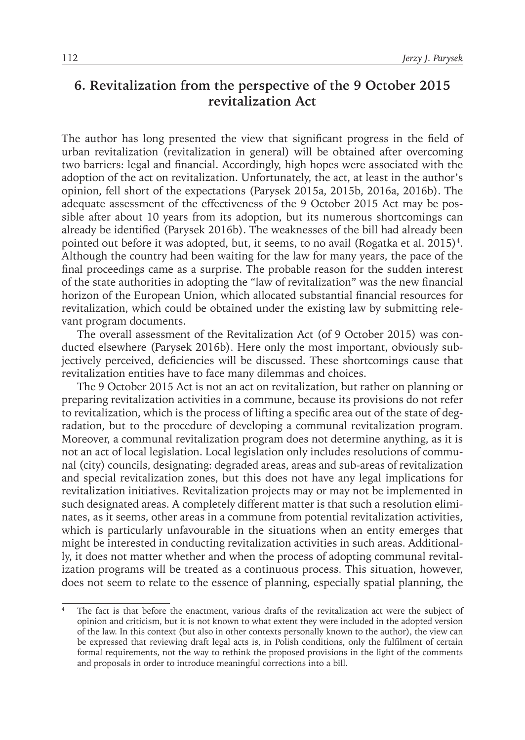## 6. Revitalization from the perspective of the 9 October 2015 revitalization Act

The author has long presented the view that significant progress in the field of urban revitalization (revitalization in general) will be obtained after overcoming two barriers: legal and financial. Accordingly, high hopes were associated with the adoption of the act on revitalization. Unfortunately, the act, at least in the author's opinion, fell short of the expectations (Parysek 2015a, 2015b, 2016a, 2016b). The adequate assessment of the effectiveness of the 9 October 2015 Act may be possible after about 10 years from its adoption, but its numerous shortcomings can already be identified (Parysek 2016b). The weaknesses of the bill had already been pointed out before it was adopted, but, it seems, to no avail (Rogatka et al. 2015)[4]. Although the country had been waiting for the law for many years, the pace of the final proceedings came as a surprise. The probable reason for the sudden interest of the state authorities in adopting the "law of revitalization" was the new financial horizon of the European Union, which allocated substantial financial resources for revitalization, which could be obtained under the existing law by submitting relevant program documents.

The overall assessment of the Revitalization Act (of 9 October 2015) was conducted elsewhere (Parysek 2016b). Here only the most important, obviously subjectively perceived, deficiencies will be discussed. These shortcomings cause that revitalization entities have to face many dilemmas and choices.

The 9 October 2015 Act is not an act on revitalization, but rather on planning or preparing revitalization activities in a commune, because its provisions do not refer to revitalization, which is the process of lifting a specific area out of the state of degradation, but to the procedure of developing a communal revitalization program. Moreover, a communal revitalization program does not determine anything, as it is not an act of local legislation. Local legislation only includes resolutions of communal (city) councils, designating: degraded areas, areas and sub-areas of revitalization and special revitalization zones, but this does not have any legal implications for revitalization initiatives. Revitalization projects may or may not be implemented in such designated areas. A completely different matter is that such a resolution eliminates, as it seems, other areas in a commune from potential revitalization activities, which is particularly unfavourable in the situations when an entity emerges that might be interested in conducting revitalization activities in such areas. Additionally, it does not matter whether and when the process of adopting communal revitalization programs will be treated as a continuous process. This situation, however, does not seem to relate to the essence of planning, especially spatial planning, the

---

[4] The fact is that before the enactment, various drafts of the revitalization act were the subject of opinion and criticism, but it is not known to what extent they were included in the adopted version of the law. In this context (but also in other contexts personally known to the author), the view can be expressed that reviewing draft legal acts is, in Polish conditions, only the fulfilment of certain formal requirements, not the way to rethink the proposed provisions in the light of the comments and proposals in order to introduce meaningful corrections into a bill.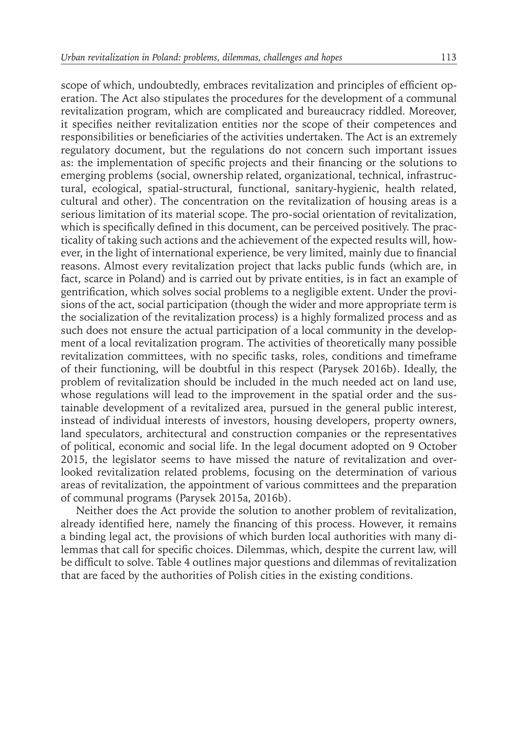scope of which, undoubtedly, embraces revitalization and principles of efficient operation. The Act also stipulates the procedures for the development of a communal revitalization program, which are complicated and bureaucracy riddled. Moreover, it specifies neither revitalization entities nor the scope of their competences and responsibilities or beneficiaries of the activities undertaken. The Act is an extremely regulatory document, but the regulations do not concern such important issues as: the implementation of specific projects and their financing or the solutions to emerging problems (social, ownership related, organizational, technical, infrastructural, ecological, spatial-structural, functional, sanitary-hygienic, health related, cultural and other). The concentration on the revitalization of housing areas is a serious limitation of its material scope. The pro-social orientation of revitalization, which is specifically defined in this document, can be perceived positively. The practicality of taking such actions and the achievement of the expected results will, however, in the light of international experience, be very limited, mainly due to financial reasons. Almost every revitalization project that lacks public funds (which are, in fact, scarce in Poland) and is carried out by private entities, is in fact an example of gentrification, which solves social problems to a negligible extent. Under the provisions of the act, social participation (though the wider and more appropriate term is the socialization of the revitalization process) is a highly formalized process and as such does not ensure the actual participation of a local community in the development of a local revitalization program. The activities of theoretically many possible revitalization committees, with no specific tasks, roles, conditions and timeframe of their functioning, will be doubtful in this respect (Parysek 2016b). Ideally, the problem of revitalization should be included in the much needed act on land use, whose regulations will lead to the improvement in the spatial order and the sustainable development of a revitalized area, pursued in the general public interest, instead of individual interests of investors, housing developers, property owners, land speculators, architectural and construction companies or the representatives of political, economic and social life. In the legal document adopted on 9 October 2015, the legislator seems to have missed the nature of revitalization and overlooked revitalization related problems, focusing on the determination of various areas of revitalization, the appointment of various committees and the preparation of communal programs (Parysek 2015a, 2016b).

Neither does the Act provide the solution to another problem of revitalization, already identified here, namely the financing of this process. However, it remains a binding legal act, the provisions of which burden local authorities with many dilemmas that call for specific choices. Dilemmas, which, despite the current law, will be difficult to solve. Table 4 outlines major questions and dilemmas of revitalization that are faced by the authorities of Polish cities in the existing conditions.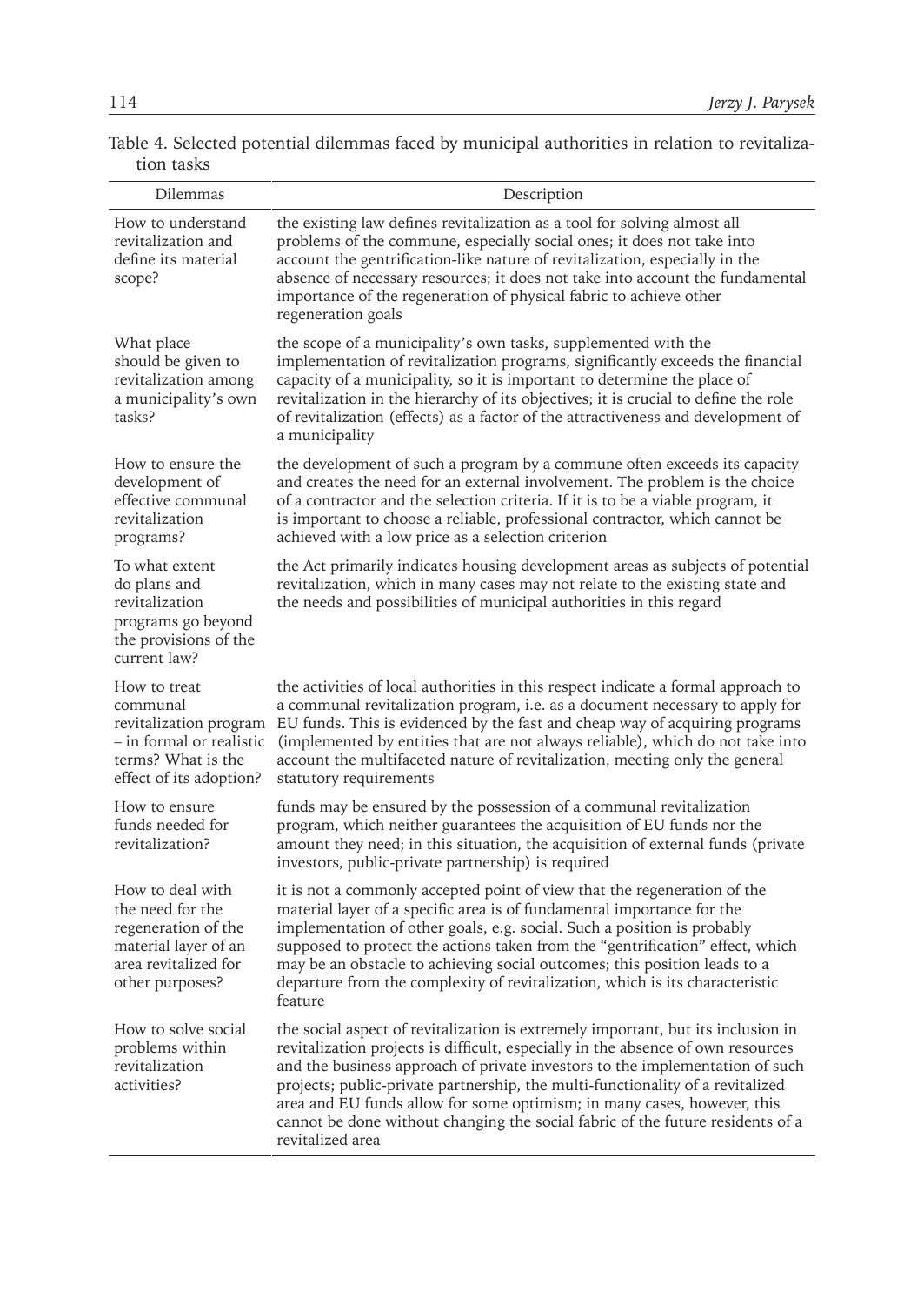Table 4. Selected potential dilemmas faced by municipal authorities in relation to revitalization tasks

| Dilemmas | Description |
|---|---|
| How to understand revitalization and define its material scope? | the existing law defines revitalization as a tool for solving almost all problems of the commune, especially social ones; it does not take into account the gentrification-like nature of revitalization, especially in the absence of necessary resources; it does not take into account the fundamental importance of the regeneration of physical fabric to achieve other regeneration goals |
| What place should be given to revitalization among a municipality's own tasks? | the scope of a municipality's own tasks, supplemented with the implementation of revitalization programs, significantly exceeds the financial capacity of a municipality, so it is important to determine the place of revitalization in the hierarchy of its objectives; it is crucial to define the role of revitalization (effects) as a factor of the attractiveness and development of a municipality |
| How to ensure the development of effective communal revitalization programs? | the development of such a program by a commune often exceeds its capacity and creates the need for an external involvement. The problem is the choice of a contractor and the selection criteria. If it is to be a viable program, it is important to choose a reliable, professional contractor, which cannot be achieved with a low price as a selection criterion |
| To what extent do plans and revitalization programs go beyond the provisions of the current law? | the Act primarily indicates housing development areas as subjects of potential revitalization, which in many cases may not relate to the existing state and the needs and possibilities of municipal authorities in this regard |
| How to treat communal revitalization program – in formal or realistic terms? What is the effect of its adoption? | the activities of local authorities in this respect indicate a formal approach to a communal revitalization program, i.e. as a document necessary to apply for EU funds. This is evidenced by the fast and cheap way of acquiring programs (implemented by entities that are not always reliable), which do not take into account the multifaceted nature of revitalization, meeting only the general statutory requirements |
| How to ensure funds needed for revitalization? | funds may be ensured by the possession of a communal revitalization program, which neither guarantees the acquisition of EU funds nor the amount they need; in this situation, the acquisition of external funds (private investors, public-private partnership) is required |
| How to deal with the need for the regeneration of the material layer of an area revitalized for other purposes? | it is not a commonly accepted point of view that the regeneration of the material layer of a specific area is of fundamental importance for the implementation of other goals, e.g. social. Such a position is probably supposed to protect the actions taken from the "gentrification" effect, which may be an obstacle to achieving social outcomes; this position leads to a departure from the complexity of revitalization, which is its characteristic feature |
| How to solve social problems within revitalization activities? | the social aspect of revitalization is extremely important, but its inclusion in revitalization projects is difficult, especially in the absence of own resources and the business approach of private investors to the implementation of such projects; public-private partnership, the multi-functionality of a revitalized area and EU funds allow for some optimism; in many cases, however, this cannot be done without changing the social fabric of the future residents of a revitalized area |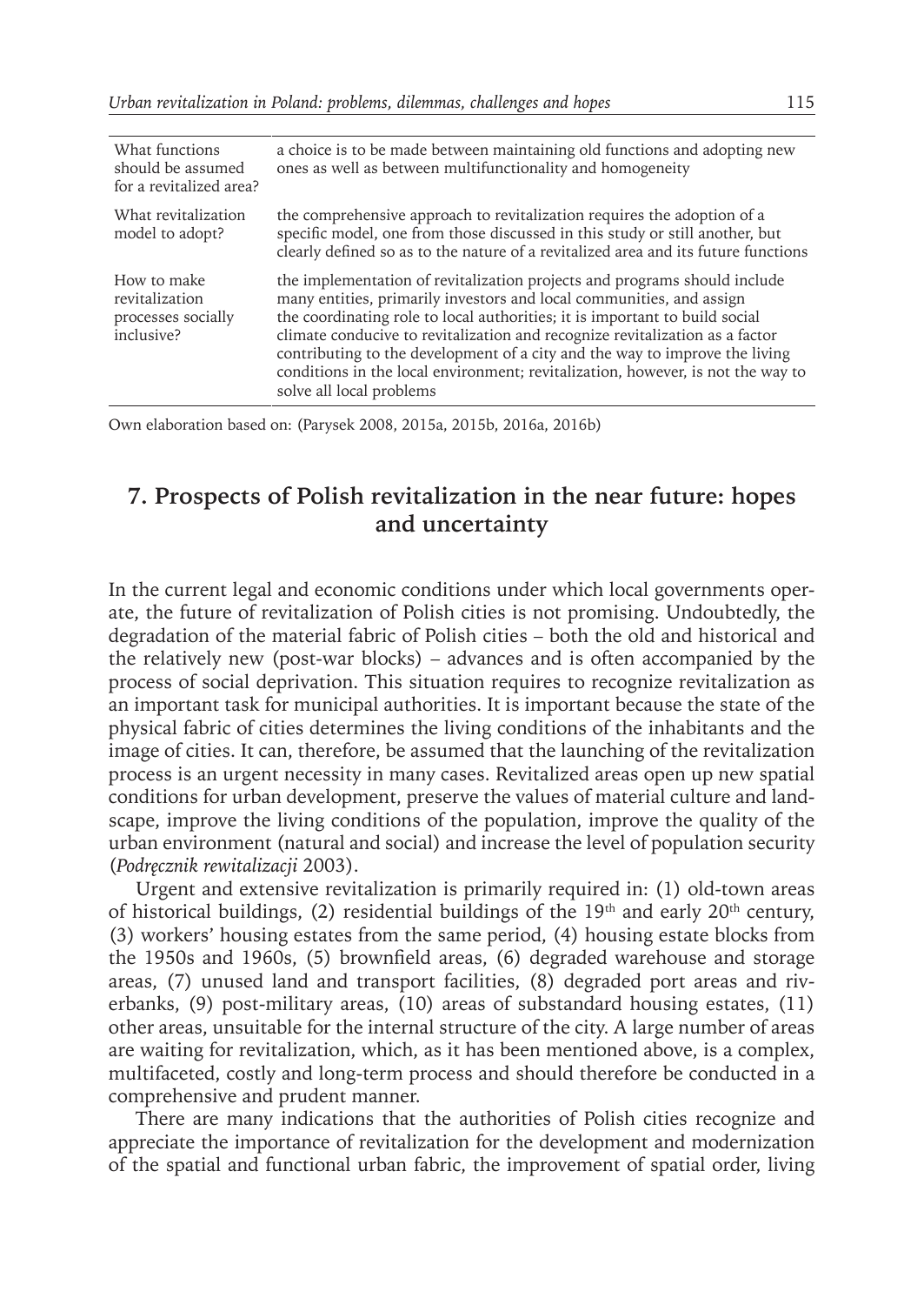| What functions should be assumed for a revitalized area? | a choice is to be made between maintaining old functions and adopting new ones as well as between multifunctionality and homogeneity |
|---|---|
| What revitalization model to adopt? | the comprehensive approach to revitalization requires the adoption of a specific model, one from those discussed in this study or still another, but clearly defined so as to the nature of a revitalized area and its future functions |
| How to make revitalization processes socially inclusive? | the implementation of revitalization projects and programs should include many entities, primarily investors and local communities, and assign the coordinating role to local authorities; it is important to build social climate conducive to revitalization and recognize revitalization as a factor contributing to the development of a city and the way to improve the living conditions in the local environment; revitalization, however, is not the way to solve all local problems |

Own elaboration based on: (Parysek 2008, 2015a, 2015b, 2016a, 2016b)

## 7. Prospects of Polish revitalization in the near future: hopes and uncertainty

In the current legal and economic conditions under which local governments operate, the future of revitalization of Polish cities is not promising. Undoubtedly, the degradation of the material fabric of Polish cities – both the old and historical and the relatively new (post-war blocks) – advances and is often accompanied by the process of social deprivation. This situation requires to recognize revitalization as an important task for municipal authorities. It is important because the state of the physical fabric of cities determines the living conditions of the inhabitants and the image of cities. It can, therefore, be assumed that the launching of the revitalization process is an urgent necessity in many cases. Revitalized areas open up new spatial conditions for urban development, preserve the values of material culture and landscape, improve the living conditions of the population, improve the quality of the urban environment (natural and social) and increase the level of population security (*Podręcznik rewitalizacji* 2003).

Urgent and extensive revitalization is primarily required in: (1) old-town areas of historical buildings, (2) residential buildings of the 19th and early 20th century, (3) workers' housing estates from the same period, (4) housing estate blocks from the 1950s and 1960s, (5) brownfield areas, (6) degraded warehouse and storage areas, (7) unused land and transport facilities, (8) degraded port areas and riverbanks, (9) post-military areas, (10) areas of substandard housing estates, (11) other areas, unsuitable for the internal structure of the city. A large number of areas are waiting for revitalization, which, as it has been mentioned above, is a complex, multifaceted, costly and long-term process and should therefore be conducted in a comprehensive and prudent manner.

There are many indications that the authorities of Polish cities recognize and appreciate the importance of revitalization for the development and modernization of the spatial and functional urban fabric, the improvement of spatial order, living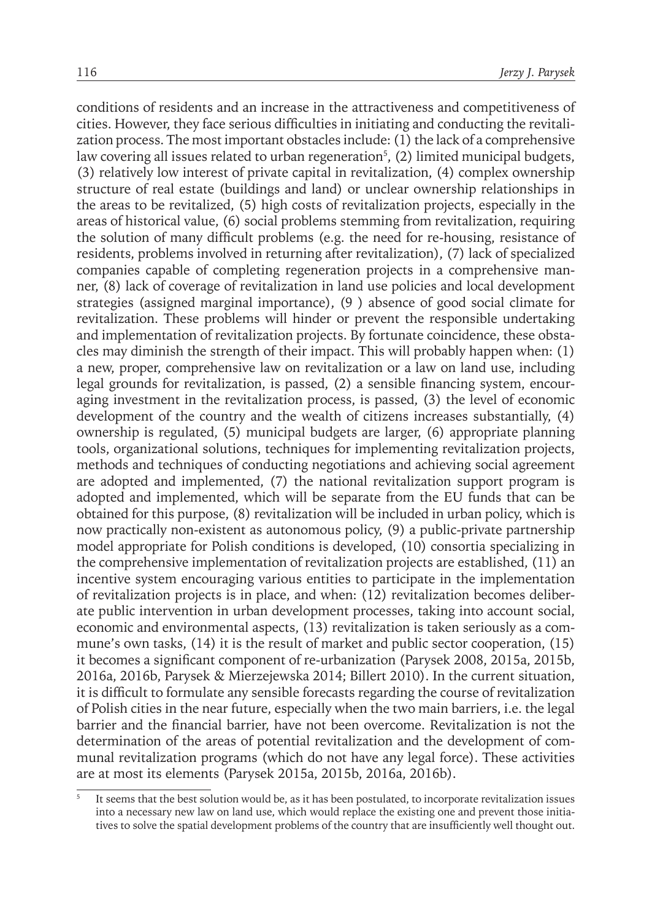conditions of residents and an increase in the attractiveness and competitiveness of cities. However, they face serious difficulties in initiating and conducting the revitalization process. The most important obstacles include: (1) the lack of a comprehensive law covering all issues related to urban regeneration[5], (2) limited municipal budgets, (3) relatively low interest of private capital in revitalization, (4) complex ownership structure of real estate (buildings and land) or unclear ownership relationships in the areas to be revitalized, (5) high costs of revitalization projects, especially in the areas of historical value, (6) social problems stemming from revitalization, requiring the solution of many difficult problems (e.g. the need for re-housing, resistance of residents, problems involved in returning after revitalization), (7) lack of specialized companies capable of completing regeneration projects in a comprehensive manner, (8) lack of coverage of revitalization in land use policies and local development strategies (assigned marginal importance), (9 ) absence of good social climate for revitalization. These problems will hinder or prevent the responsible undertaking and implementation of revitalization projects. By fortunate coincidence, these obstacles may diminish the strength of their impact. This will probably happen when: (1) a new, proper, comprehensive law on revitalization or a law on land use, including legal grounds for revitalization, is passed, (2) a sensible financing system, encouraging investment in the revitalization process, is passed, (3) the level of economic development of the country and the wealth of citizens increases substantially, (4) ownership is regulated, (5) municipal budgets are larger, (6) appropriate planning tools, organizational solutions, techniques for implementing revitalization projects, methods and techniques of conducting negotiations and achieving social agreement are adopted and implemented, (7) the national revitalization support program is adopted and implemented, which will be separate from the EU funds that can be obtained for this purpose, (8) revitalization will be included in urban policy, which is now practically non-existent as autonomous policy, (9) a public-private partnership model appropriate for Polish conditions is developed, (10) consortia specializing in the comprehensive implementation of revitalization projects are established, (11) an incentive system encouraging various entities to participate in the implementation of revitalization projects is in place, and when: (12) revitalization becomes deliberate public intervention in urban development processes, taking into account social, economic and environmental aspects, (13) revitalization is taken seriously as a commune's own tasks, (14) it is the result of market and public sector cooperation, (15) it becomes a significant component of re-urbanization (Parysek 2008, 2015a, 2015b, 2016a, 2016b, Parysek & Mierzejewska 2014; Billert 2010). In the current situation, it is difficult to formulate any sensible forecasts regarding the course of revitalization of Polish cities in the near future, especially when the two main barriers, i.e. the legal barrier and the financial barrier, have not been overcome. Revitalization is not the determination of the areas of potential revitalization and the development of communal revitalization programs (which do not have any legal force). These activities are at most its elements (Parysek 2015a, 2015b, 2016a, 2016b).

[5] It seems that the best solution would be, as it has been postulated, to incorporate revitalization issues into a necessary new law on land use, which would replace the existing one and prevent those initiatives to solve the spatial development problems of the country that are insufficiently well thought out.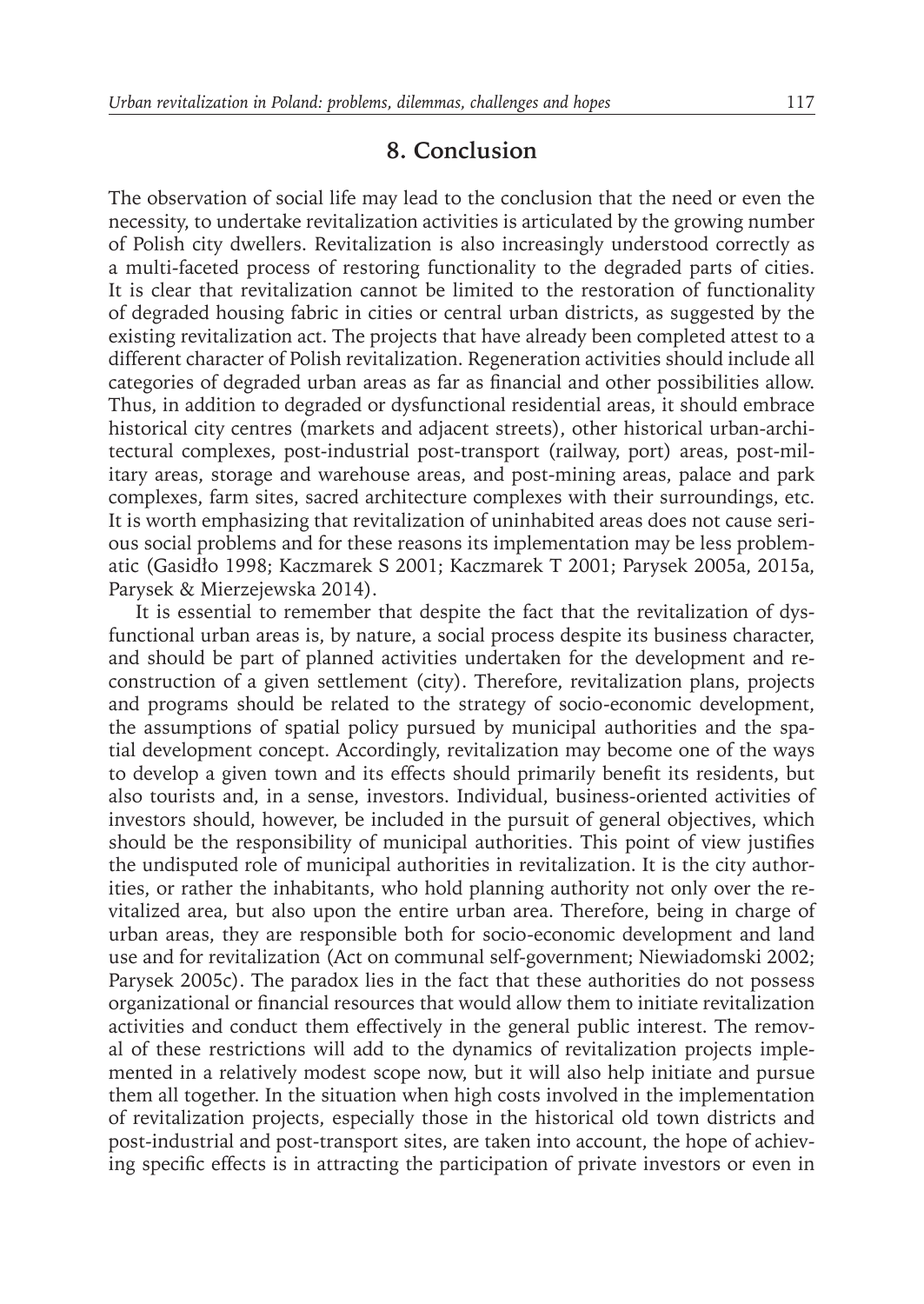## 8. Conclusion

The observation of social life may lead to the conclusion that the need or even the necessity, to undertake revitalization activities is articulated by the growing number of Polish city dwellers. Revitalization is also increasingly understood correctly as a multi-faceted process of restoring functionality to the degraded parts of cities. It is clear that revitalization cannot be limited to the restoration of functionality of degraded housing fabric in cities or central urban districts, as suggested by the existing revitalization act. The projects that have already been completed attest to a different character of Polish revitalization. Regeneration activities should include all categories of degraded urban areas as far as financial and other possibilities allow. Thus, in addition to degraded or dysfunctional residential areas, it should embrace historical city centres (markets and adjacent streets), other historical urban-architectural complexes, post-industrial post-transport (railway, port) areas, post-military areas, storage and warehouse areas, and post-mining areas, palace and park complexes, farm sites, sacred architecture complexes with their surroundings, etc. It is worth emphasizing that revitalization of uninhabited areas does not cause serious social problems and for these reasons its implementation may be less problematic (Gasidło 1998; Kaczmarek S 2001; Kaczmarek T 2001; Parysek 2005a, 2015a, Parysek & Mierzejewska 2014).

It is essential to remember that despite the fact that the revitalization of dysfunctional urban areas is, by nature, a social process despite its business character, and should be part of planned activities undertaken for the development and reconstruction of a given settlement (city). Therefore, revitalization plans, projects and programs should be related to the strategy of socio-economic development, the assumptions of spatial policy pursued by municipal authorities and the spatial development concept. Accordingly, revitalization may become one of the ways to develop a given town and its effects should primarily benefit its residents, but also tourists and, in a sense, investors. Individual, business-oriented activities of investors should, however, be included in the pursuit of general objectives, which should be the responsibility of municipal authorities. This point of view justifies the undisputed role of municipal authorities in revitalization. It is the city authorities, or rather the inhabitants, who hold planning authority not only over the revitalized area, but also upon the entire urban area. Therefore, being in charge of urban areas, they are responsible both for socio-economic development and land use and for revitalization (Act on communal self-government; Niewiadomski 2002; Parysek 2005c). The paradox lies in the fact that these authorities do not possess organizational or financial resources that would allow them to initiate revitalization activities and conduct them effectively in the general public interest. The removal of these restrictions will add to the dynamics of revitalization projects implemented in a relatively modest scope now, but it will also help initiate and pursue them all together. In the situation when high costs involved in the implementation of revitalization projects, especially those in the historical old town districts and post-industrial and post-transport sites, are taken into account, the hope of achieving specific effects is in attracting the participation of private investors or even in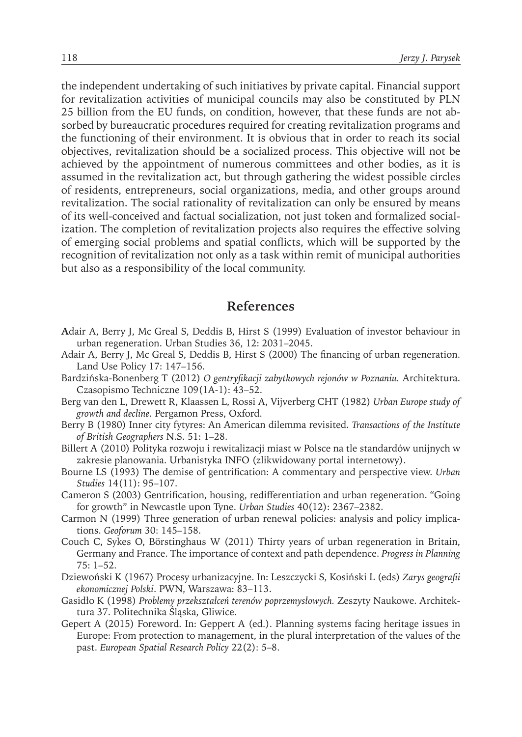the independent undertaking of such initiatives by private capital. Financial support for revitalization activities of municipal councils may also be constituted by PLN 25 billion from the EU funds, on condition, however, that these funds are not absorbed by bureaucratic procedures required for creating revitalization programs and the functioning of their environment. It is obvious that in order to reach its social objectives, revitalization should be a socialized process. This objective will not be achieved by the appointment of numerous committees and other bodies, as it is assumed in the revitalization act, but through gathering the widest possible circles of residents, entrepreneurs, social organizations, media, and other groups around revitalization. The social rationality of revitalization can only be ensured by means of its well-conceived and factual socialization, not just token and formalized socialization. The completion of revitalization projects also requires the effective solving of emerging social problems and spatial conflicts, which will be supported by the recognition of revitalization not only as a task within remit of municipal authorities but also as a responsibility of the local community.

## References

**A**dair A, Berry J, Mc Greal S, Deddis B, Hirst S (1999) Evaluation of investor behaviour in urban regeneration. Urban Studies 36, 12: 2031–2045.

Adair A, Berry J, Mc Greal S, Deddis B, Hirst S (2000) The financing of urban regeneration. Land Use Policy 17: 147–156.

Bardzińska-Bonenberg T (2012) *O gentryfikacji zabytkowych rejonów w Poznaniu.* Architektura. Czasopismo Techniczne 109(1A-1): 43–52.

Berg van den L, Drewett R, Klaassen L, Rossi A, Vijverberg CHT (1982) *Urban Europe study of growth and decline.* Pergamon Press, Oxford.

Berry B (1980) Inner city fytyres: An American dilemma revisited. *Transactions of the Institute of British Geographers* N.S. 51: 1–28.

Billert A (2010) Polityka rozwoju i rewitalizacji miast w Polsce na tle standardów unijnych w zakresie planowania. Urbanistyka INFO (zlikwidowany portal internetowy).

Bourne LS (1993) The demise of gentrification: A commentary and perspective view. *Urban Studies* 14(11): 95–107.

Cameron S (2003) Gentrification, housing, redifferentiation and urban regeneration. "Going for growth" in Newcastle upon Tyne. *Urban Studies* 40(12): 2367–2382.

Carmon N (1999) Three generation of urban renewal policies: analysis and policy implications. *Geoforum* 30: 145–158.

Couch C, Sykes O, Börstinghaus W (2011) Thirty years of urban regeneration in Britain, Germany and France. The importance of context and path dependence. *Progress in Planning* 75: 1–52.

Dziewoński K (1967) Procesy urbanizacyjne. In: Leszczycki S, Kosiński L (eds) *Zarys geografii ekonomicznej Polski*. PWN, Warszawa: 83–113.

Gasidło K (1998) *Problemy przekształceń terenów poprzemysłowych.* Zeszyty Naukowe. Architektura 37. Politechnika Śląska, Gliwice.

Gepert A (2015) Foreword. In: Geppert A (ed.). Planning systems facing heritage issues in Europe: From protection to management, in the plural interpretation of the values of the past. *European Spatial Research Policy* 22(2): 5–8.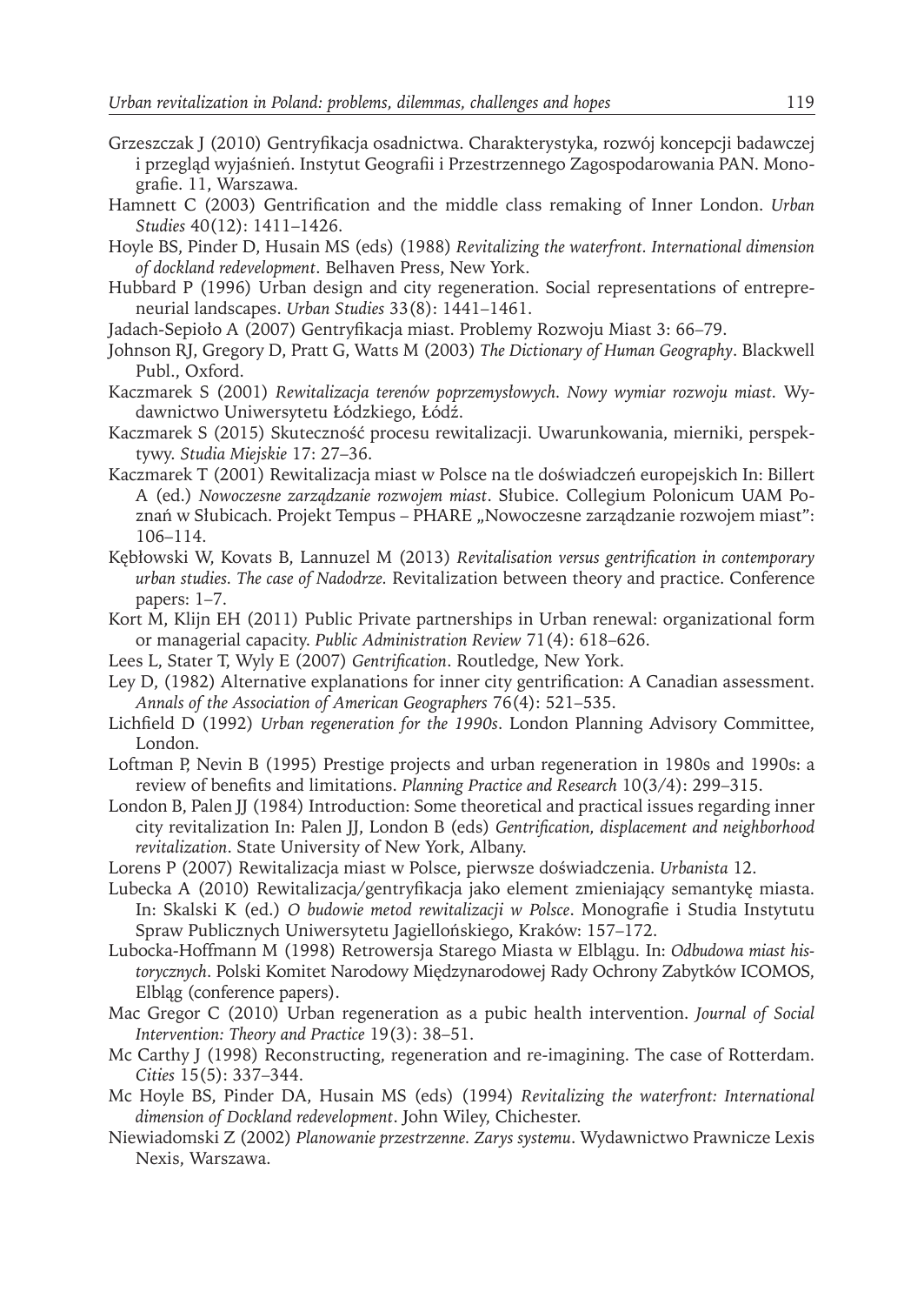Grzeszczak J (2010) Gentryfikacja osadnictwa. Charakterystyka, rozwój koncepcji badawczej i przegląd wyjaśnień. Instytut Geografii i Przestrzennego Zagospodarowania PAN. Monografie. 11, Warszawa.

Hamnett C (2003) Gentrification and the middle class remaking of Inner London. *Urban Studies* 40(12): 1411–1426.

Hoyle BS, Pinder D, Husain MS (eds) (1988) *Revitalizing the waterfront. International dimension of dockland redevelopment*. Belhaven Press, New York.

Hubbard P (1996) Urban design and city regeneration. Social representations of entrepreneurial landscapes. *Urban Studies* 33(8): 1441–1461.

Jadach-Sepioło A (2007) Gentryfikacja miast. Problemy Rozwoju Miast 3: 66–79.

Johnson RJ, Gregory D, Pratt G, Watts M (2003) *The Dictionary of Human Geography*. Blackwell Publ., Oxford.

Kaczmarek S (2001) *Rewitalizacja terenów poprzemysłowych. Nowy wymiar rozwoju miast.* Wydawnictwo Uniwersytetu Łódzkiego, Łódź.

Kaczmarek S (2015) Skuteczność procesu rewitalizacji. Uwarunkowania, mierniki, perspektywy. *Studia Miejskie* 17: 27–36.

Kaczmarek T (2001) Rewitalizacja miast w Polsce na tle doświadczeń europejskich In: Billert A (ed.) *Nowoczesne zarządzanie rozwojem miast*. Słubice. Collegium Polonicum UAM Poznań w Słubicach. Projekt Tempus – PHARE „Nowoczesne zarządzanie rozwojem miast": 106–114.

Kębłowski W, Kovats B, Lannuzel M (2013) *Revitalisation versus gentrification in contemporary urban studies. The case of Nadodrze.* Revitalization between theory and practice. Conference papers: 1–7.

Kort M, Klijn EH (2011) Public Private partnerships in Urban renewal: organizational form or managerial capacity. *Public Administration Review* 71(4): 618–626.

Lees L, Stater T, Wyly E (2007) *Gentrification*. Routledge, New York.

Ley D, (1982) Alternative explanations for inner city gentrification: A Canadian assessment. *Annals of the Association of American Geographers* 76(4): 521–535.

Lichfield D (1992) *Urban regeneration for the 1990s*. London Planning Advisory Committee, London.

Loftman P, Nevin B (1995) Prestige projects and urban regeneration in 1980s and 1990s: a review of benefits and limitations. *Planning Practice and Research* 10(3/4): 299–315.

London B, Palen JJ (1984) Introduction: Some theoretical and practical issues regarding inner city revitalization In: Palen JJ, London B (eds) *Gentrification, displacement and neighborhood revitalization*. State University of New York, Albany.

Lorens P (2007) Rewitalizacja miast w Polsce, pierwsze doświadczenia. *Urbanista* 12.

Lubecka A (2010) Rewitalizacja/gentryfikacja jako element zmieniający semantykę miasta. In: Skalski K (ed.) *O budowie metod rewitalizacji w Polsce*. Monografie i Studia Instytutu Spraw Publicznych Uniwersytetu Jagiellońskiego, Kraków: 157–172.

Lubocka-Hoffmann M (1998) Retrowersja Starego Miasta w Elblągu. In: *Odbudowa miast historycznych*. Polski Komitet Narodowy Międzynarodowej Rady Ochrony Zabytków ICOMOS, Elbląg (conference papers).

Mac Gregor C (2010) Urban regeneration as a pubic health intervention. *Journal of Social Intervention: Theory and Practice* 19(3): 38–51.

Mc Carthy J (1998) Reconstructing, regeneration and re-imagining. The case of Rotterdam. *Cities* 15(5): 337–344.

Mc Hoyle BS, Pinder DA, Husain MS (eds) (1994) *Revitalizing the waterfront: International dimension of Dockland redevelopment*. John Wiley, Chichester.

Niewiadomski Z (2002) *Planowanie przestrzenne. Zarys systemu*. Wydawnictwo Prawnicze Lexis Nexis, Warszawa.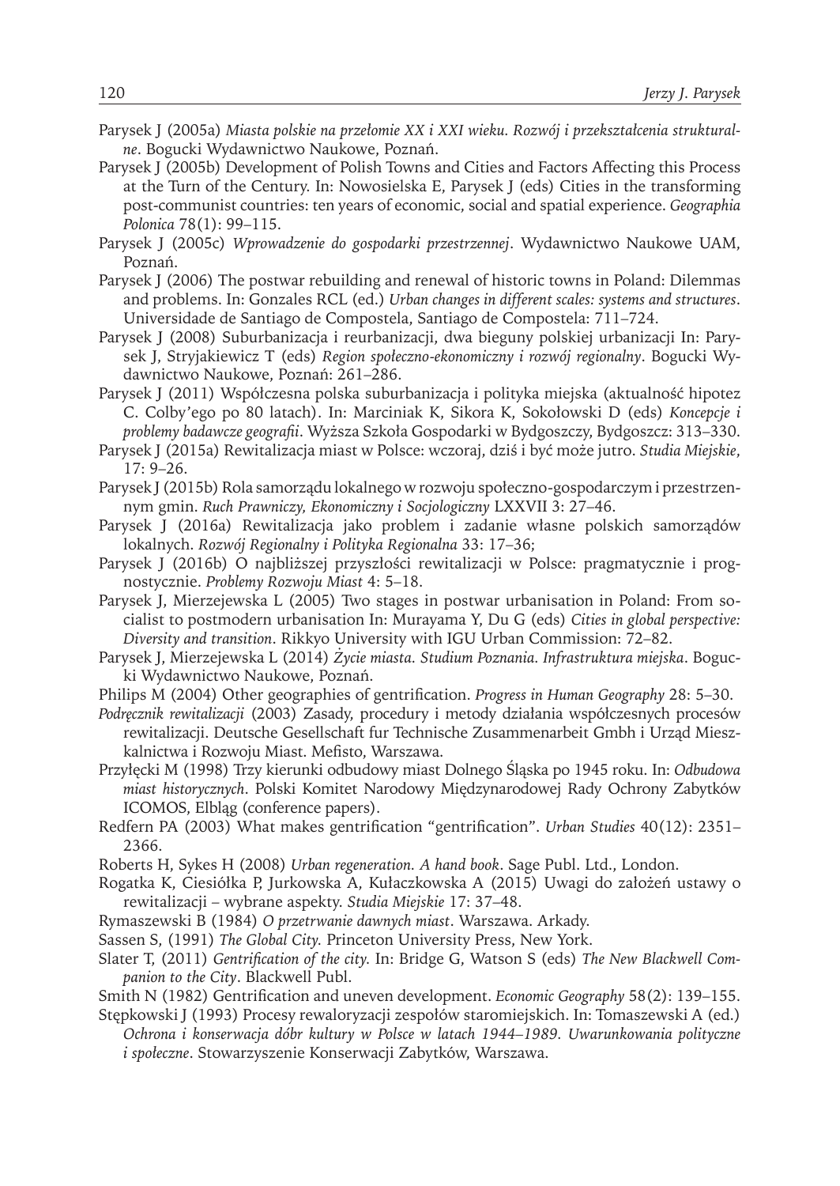Parysek J (2005a) *Miasta polskie na przełomie XX i XXI wieku. Rozwój i przekształcenia strukturalne*. Bogucki Wydawnictwo Naukowe, Poznań.

Parysek J (2005b) Development of Polish Towns and Cities and Factors Affecting this Process at the Turn of the Century. In: Nowosielska E, Parysek J (eds) Cities in the transforming post-communist countries: ten years of economic, social and spatial experience. *Geographia Polonica* 78(1): 99–115.

Parysek J (2005c) *Wprowadzenie do gospodarki przestrzennej*. Wydawnictwo Naukowe UAM, Poznań.

Parysek J (2006) The postwar rebuilding and renewal of historic towns in Poland: Dilemmas and problems. In: Gonzales RCL (ed.) *Urban changes in different scales: systems and structures*. Universidade de Santiago de Compostela, Santiago de Compostela: 711–724.

Parysek J (2008) Suburbanizacja i reurbanizacji, dwa bieguny polskiej urbanizacji In: Parysek J, Stryjakiewicz T (eds) *Region społeczno-ekonomiczny i rozwój regionalny*. Bogucki Wydawnictwo Naukowe, Poznań: 261–286.

Parysek J (2011) Współczesna polska suburbanizacja i polityka miejska (aktualność hipotez C. Colby'ego po 80 latach). In: Marciniak K, Sikora K, Sokołowski D (eds) *Koncepcje i problemy badawcze geografii*. Wyższa Szkoła Gospodarki w Bydgoszczy, Bydgoszcz: 313–330.

Parysek J (2015a) Rewitalizacja miast w Polsce: wczoraj, dziś i być może jutro. *Studia Miejskie*, 17: 9–26.

Parysek J (2015b) Rola samorządu lokalnego w rozwoju społeczno-gospodarczym i przestrzennym gmin. *Ruch Prawniczy, Ekonomiczny i Socjologiczny* LXXVII 3: 27–46.

Parysek J (2016a) Rewitalizacja jako problem i zadanie własne polskich samorządów lokalnych. *Rozwój Regionalny i Polityka Regionalna* 33: 17–36;

Parysek J (2016b) O najbliższej przyszłości rewitalizacji w Polsce: pragmatycznie i prognostycznie. *Problemy Rozwoju Miast* 4: 5–18.

Parysek J, Mierzejewska L (2005) Two stages in postwar urbanisation in Poland: From socialist to postmodern urbanisation In: Murayama Y, Du G (eds) *Cities in global perspective: Diversity and transition*. Rikkyo University with IGU Urban Commission: 72–82.

Parysek J, Mierzejewska L (2014) *Życie miasta. Studium Poznania. Infrastruktura miejska*. Bogucki Wydawnictwo Naukowe, Poznań.

Philips M (2004) Other geographies of gentrification. *Progress in Human Geography* 28: 5–30.

*Podręcznik rewitalizacji* (2003) Zasady, procedury i metody działania współczesnych procesów rewitalizacji. Deutsche Gesellschaft fur Technische Zusammenarbeit Gmbh i Urząd Mieszkalnictwa i Rozwoju Miast. Mefisto, Warszawa.

Przyłęcki M (1998) Trzy kierunki odbudowy miast Dolnego Śląska po 1945 roku. In: *Odbudowa miast historycznych*. Polski Komitet Narodowy Międzynarodowej Rady Ochrony Zabytków ICOMOS, Elbląg (conference papers).

Redfern PA (2003) What makes gentrification "gentrification". *Urban Studies* 40(12): 2351–2366.

Roberts H, Sykes H (2008) *Urban regeneration. A hand book*. Sage Publ. Ltd., London.

Rogatka K, Ciesiółka P, Jurkowska A, Kułaczkowska A (2015) Uwagi do założeń ustawy o rewitalizacji – wybrane aspekty. *Studia Miejskie* 17: 37–48.

Rymaszewski B (1984) *O przetrwanie dawnych miast*. Warszawa. Arkady.

Sassen S, (1991) *The Global City.* Princeton University Press, New York.

Slater T, (2011) *Gentrification of the city.* In: Bridge G, Watson S (eds) *The New Blackwell Companion to the City*. Blackwell Publ.

Smith N (1982) Gentrification and uneven development. *Economic Geography* 58(2): 139–155.

Stępkowski J (1993) Procesy rewaloryzacji zespołów staromiejskich. In: Tomaszewski A (ed.) *Ochrona i konserwacja dóbr kultury w Polsce w latach 1944–1989. Uwarunkowania polityczne i społeczne*. Stowarzyszenie Konserwacji Zabytków, Warszawa.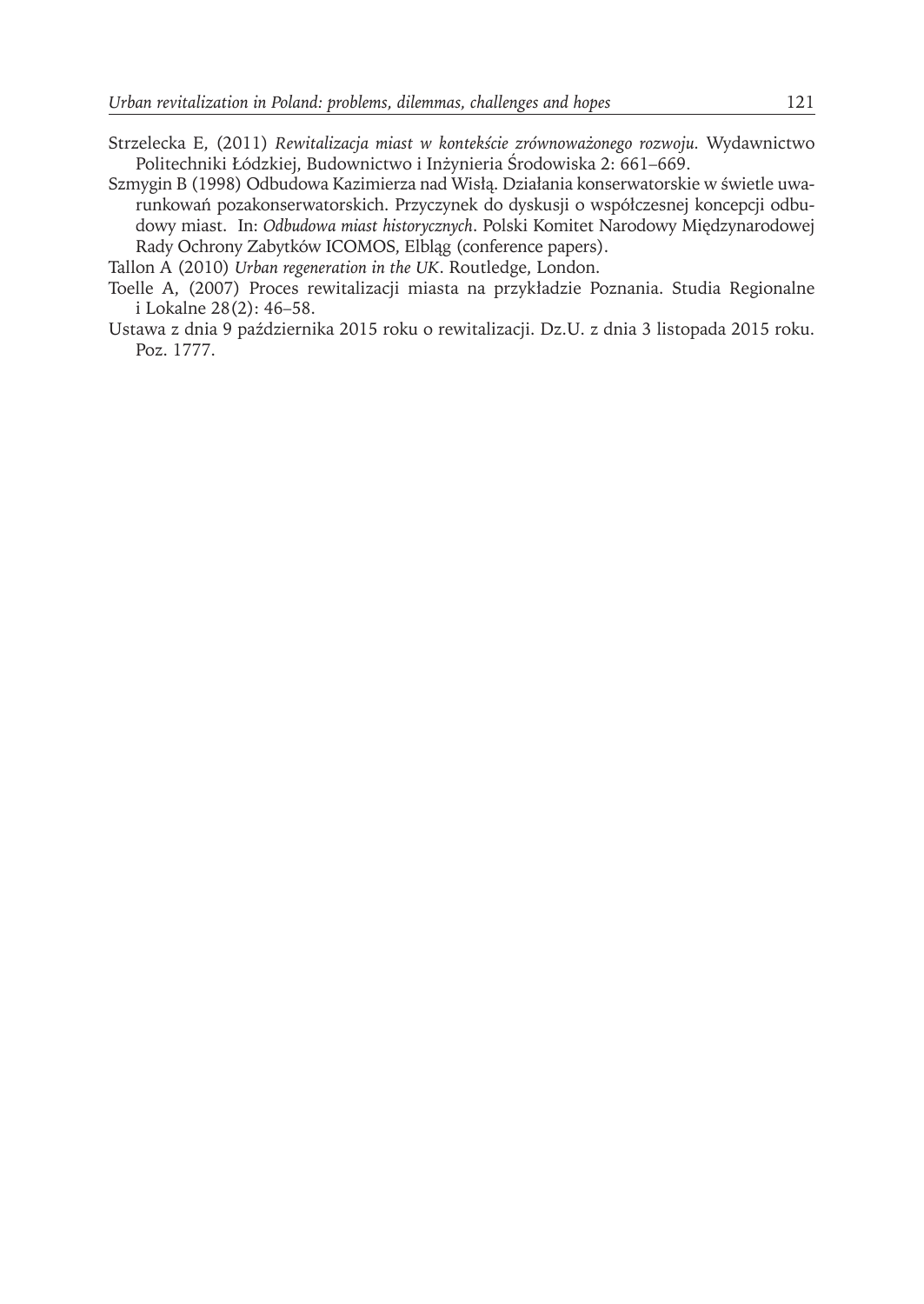Strzelecka E, (2011) *Rewitalizacja miast w kontekście zrównoważonego rozwoju.* Wydawnictwo Politechniki Łódzkiej, Budownictwo i Inżynieria Środowiska 2: 661–669.

Szmygin B (1998) Odbudowa Kazimierza nad Wisłą. Działania konserwatorskie w świetle uwarunkowań pozakonserwatorskich. Przyczynek do dyskusji o współczesnej koncepcji odbudowy miast. In: *Odbudowa miast historycznych*. Polski Komitet Narodowy Międzynarodowej Rady Ochrony Zabytków ICOMOS, Elbląg (conference papers).

Tallon A (2010) *Urban regeneration in the UK*. Routledge, London.

Toelle A, (2007) Proces rewitalizacji miasta na przykładzie Poznania. Studia Regionalne i Lokalne 28(2): 46–58.

Ustawa z dnia 9 października 2015 roku o rewitalizacji. Dz.U. z dnia 3 listopada 2015 roku. Poz. 1777.